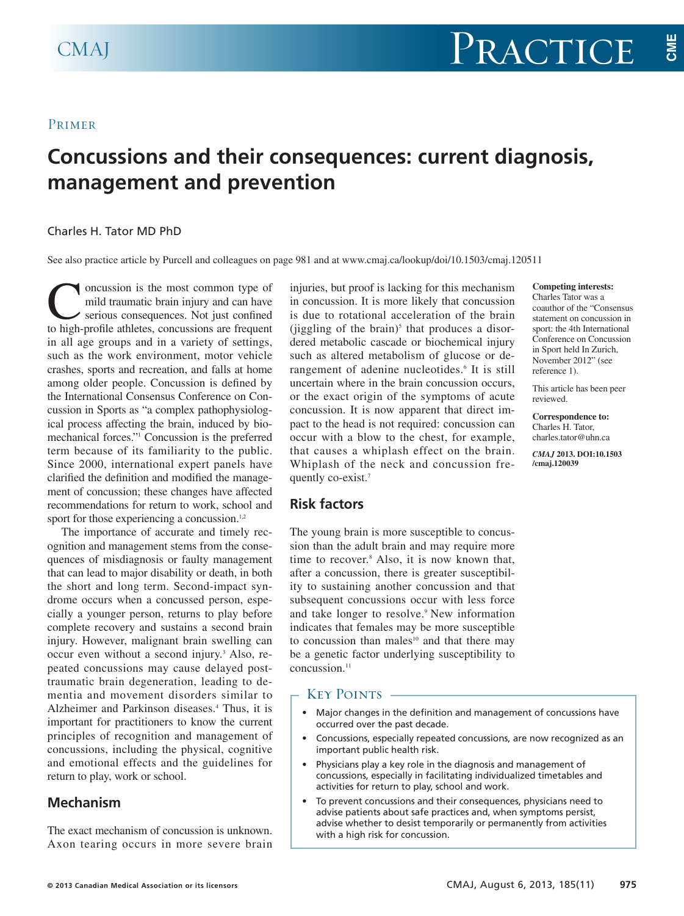PRIMER

# Concussions and their consequences: current diagnosis, management and prevention

Charles H. Tator MD PhD

See also practice article by Purcell and colleagues on page 981 and at www.cmaj.ca/lookup/doi/10.1503/cmaj.120511

**Competing interests:** Charles Tator was a coauthor of the "Consensus statement on concussion in sport: the 4th International Conference on Concussion in Sport held In Zurich, November 2012" (see reference 1).

This article has been peer reviewed.

**Correspondence to:** Charles H. Tator, charles.tator@uhn.ca

*CMAJ* 2013. DOI:10.1503/cmaj.120039

Concussion is the most common type of mild traumatic brain injury and can have serious consequences. Not just confined to high-profile athletes, concussions are frequent in all age groups and in a variety of settings, such as the work environment, motor vehicle crashes, sports and recreation, and falls at home among older people. Concussion is defined by the International Consensus Conference on Concussion in Sports as "a complex pathophysiological process affecting the brain, induced by biomechanical forces."[1] Concussion is the preferred term because of its familiarity to the public. Since 2000, international expert panels have clarified the definition and modified the management of concussion; these changes have affected recommendations for return to work, school and sport for those experiencing a concussion.[1,2]

The importance of accurate and timely recognition and management stems from the consequences of misdiagnosis or faulty management that can lead to major disability or death, in both the short and long term. Second-impact syndrome occurs when a concussed person, especially a younger person, returns to play before complete recovery and sustains a second brain injury. However, malignant brain swelling can occur even without a second injury.[3] Also, repeated concussions may cause delayed post-traumatic brain degeneration, leading to dementia and movement disorders similar to Alzheimer and Parkinson diseases.[4] Thus, it is important for practitioners to know the current principles of recognition and management of concussions, including the physical, cognitive and emotional effects and the guidelines for return to play, work or school.

## Mechanism

The exact mechanism of concussion is unknown. Axon tearing occurs in more severe brain injuries, but proof is lacking for this mechanism in concussion. It is more likely that concussion is due to rotational acceleration of the brain (jiggling of the brain)[5] that produces a disordered metabolic cascade or biochemical injury such as altered metabolism of glucose or derangement of adenine nucleotides.[6] It is still uncertain where in the brain concussion occurs, or the exact origin of the symptoms of acute concussion. It is now apparent that direct impact to the head is not required: concussion can occur with a blow to the chest, for example, that causes a whiplash effect on the brain. Whiplash of the neck and concussion frequently co-exist.[7]

## Risk factors

The young brain is more susceptible to concussion than the adult brain and may require more time to recover.[8] Also, it is now known that, after a concussion, there is greater susceptibility to sustaining another concussion and that subsequent concussions occur with less force and take longer to resolve.[9] New information indicates that females may be more susceptible to concussion than males[10] and that there may be a genetic factor underlying susceptibility to concussion.[11]

### Key Points

- Major changes in the definition and management of concussions have occurred over the past decade.
- Concussions, especially repeated concussions, are now recognized as an important public health risk.
- Physicians play a key role in the diagnosis and management of concussions, especially in facilitating individualized timetables and activities for return to play, school and work.
- To prevent concussions and their consequences, physicians need to advise patients about safe practices and, when symptoms persist, advise whether to desist temporarily or permanently from activities with a high risk for concussion.

© 2013 Canadian Medical Association or its licensors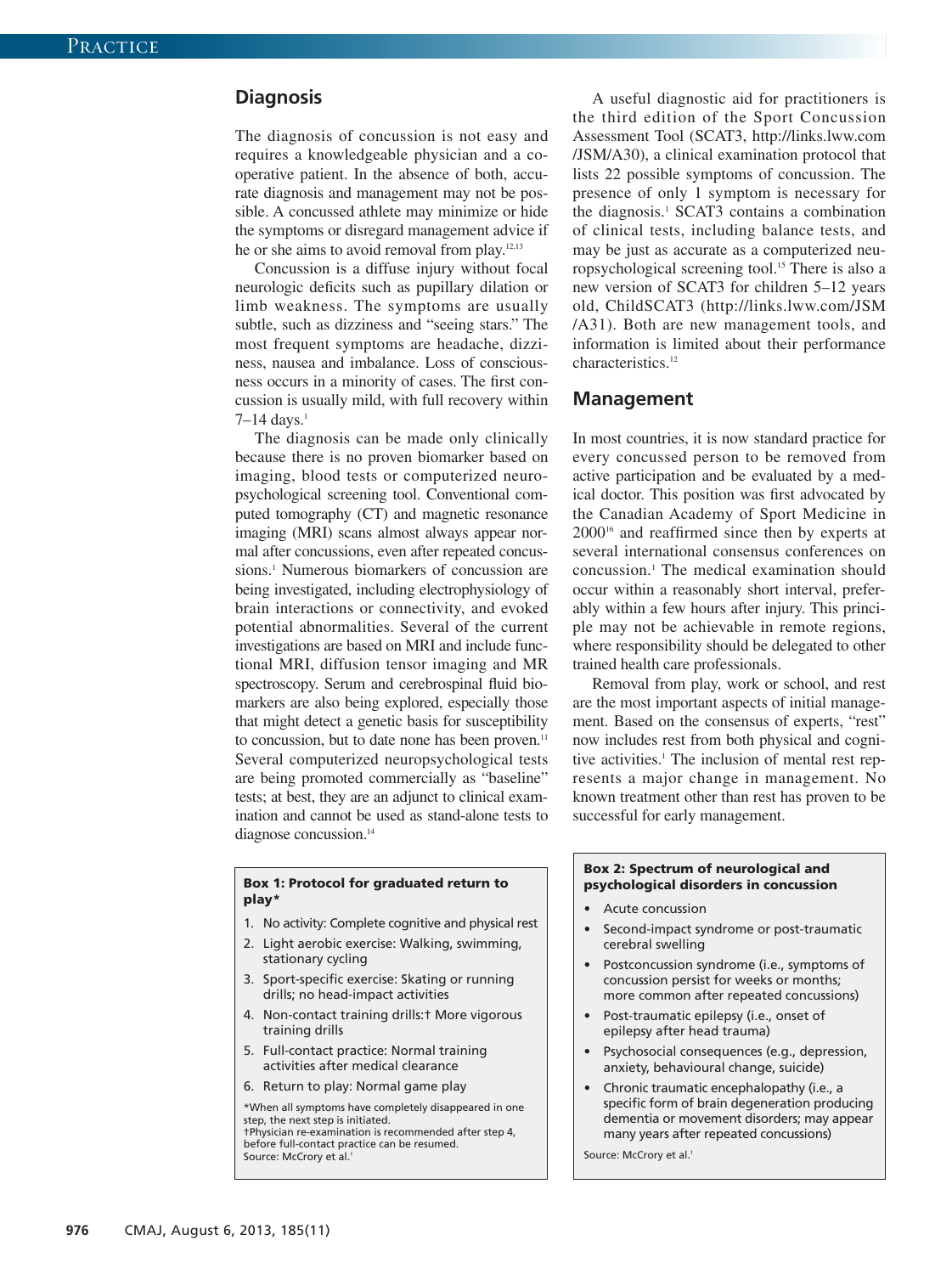## Diagnosis

The diagnosis of concussion is not easy and requires a knowledgeable physician and a cooperative patient. In the absence of both, accurate diagnosis and management may not be possible. A concussed athlete may minimize or hide the symptoms or disregard management advice if he or she aims to avoid removal from play.[12,13]

Concussion is a diffuse injury without focal neurologic deficits such as pupillary dilation or limb weakness. The symptoms are usually subtle, such as dizziness and "seeing stars." The most frequent symptoms are headache, dizziness, nausea and imbalance. Loss of consciousness occurs in a minority of cases. The first concussion is usually mild, with full recovery within 7–14 days.[1]

The diagnosis can be made only clinically because there is no proven biomarker based on imaging, blood tests or computerized neuropsychological screening tool. Conventional computed tomography (CT) and magnetic resonance imaging (MRI) scans almost always appear normal after concussions, even after repeated concussions.[1] Numerous biomarkers of concussion are being investigated, including electrophysiology of brain interactions or connectivity, and evoked potential abnormalities. Several of the current investigations are based on MRI and include functional MRI, diffusion tensor imaging and MR spectroscopy. Serum and cerebrospinal fluid biomarkers are also being explored, especially those that might detect a genetic basis for susceptibility to concussion, but to date none has been proven.[11] Several computerized neuropsychological tests are being promoted commercially as "baseline" tests; at best, they are an adjunct to clinical examination and cannot be used as stand-alone tests to diagnose concussion.[14]

A useful diagnostic aid for practitioners is the third edition of the Sport Concussion Assessment Tool (SCAT3, http://links.lww.com/JSM/A30), a clinical examination protocol that lists 22 possible symptoms of concussion. The presence of only 1 symptom is necessary for the diagnosis.[1] SCAT3 contains a combination of clinical tests, including balance tests, and may be just as accurate as a computerized neuropsychological screening tool.[15] There is also a new version of SCAT3 for children 5–12 years old, ChildSCAT3 (http://links.lww.com/JSM/A31). Both are new management tools, and information is limited about their performance characteristics.[12]

## Management

In most countries, it is now standard practice for every concussed person to be removed from active participation and be evaluated by a medical doctor. This position was first advocated by the Canadian Academy of Sport Medicine in 2000[16] and reaffirmed since then by experts at several international consensus conferences on concussion.[1] The medical examination should occur within a reasonably short interval, preferably within a few hours after injury. This principle may not be achievable in remote regions, where responsibility should be delegated to other trained health care professionals.

Removal from play, work or school, and rest are the most important aspects of initial management. Based on the consensus of experts, "rest" now includes rest from both physical and cognitive activities.[1] The inclusion of mental rest represents a major change in management. No known treatment other than rest has proven to be successful for early management.

**Box 1: Protocol for graduated return to play***

1. No activity: Complete cognitive and physical rest
2. Light aerobic exercise: Walking, swimming, stationary cycling
3. Sport-specific exercise: Skating or running drills; no head-impact activities
4. Non-contact training drills:† More vigorous training drills
5. Full-contact practice: Normal training activities after medical clearance
6. Return to play: Normal game play

*When all symptoms have completely disappeared in one step, the next step is initiated.
†Physician re-examination is recommended after step 4, before full-contact practice can be resumed.
Source: McCrory et al.[1]

**Box 2: Spectrum of neurological and psychological disorders in concussion**

- Acute concussion
- Second-impact syndrome or post-traumatic cerebral swelling
- Postconcussion syndrome (i.e., symptoms of concussion persist for weeks or months; more common after repeated concussions)
- Post-traumatic epilepsy (i.e., onset of epilepsy after head trauma)
- Psychosocial consequences (e.g., depression, anxiety, behavioural change, suicide)
- Chronic traumatic encephalopathy (i.e., a specific form of brain degeneration producing dementia or movement disorders; may appear many years after repeated concussions)

Source: McCrory et al.[1]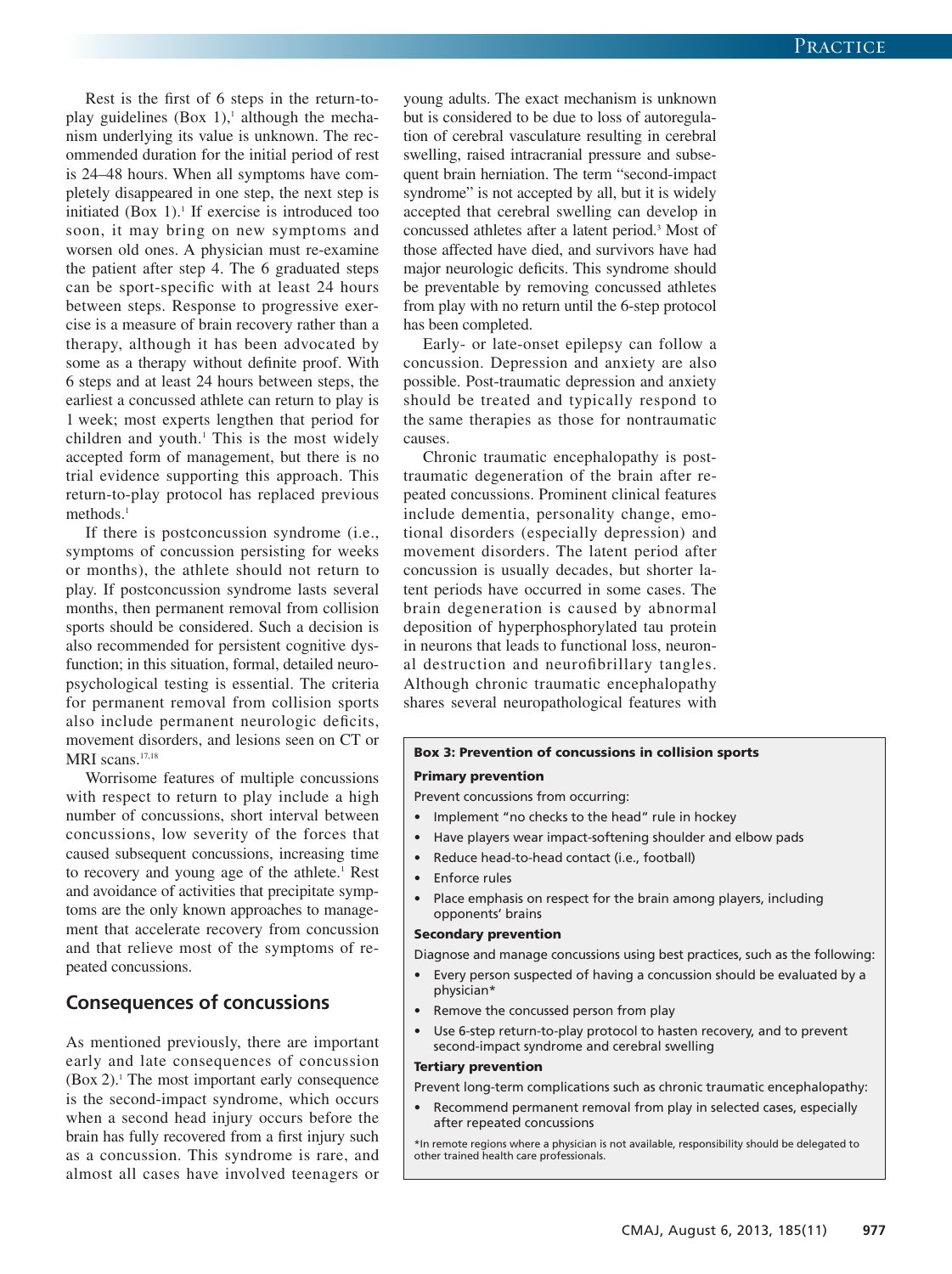Rest is the first of 6 steps in the return-to-play guidelines (Box 1),[1] although the mechanism underlying its value is unknown. The recommended duration for the initial period of rest is 24–48 hours. When all symptoms have completely disappeared in one step, the next step is initiated (Box 1).[1] If exercise is introduced too soon, it may bring on new symptoms and worsen old ones. A physician must re-examine the patient after step 4. The 6 graduated steps can be sport-specific with at least 24 hours between steps. Response to progressive exercise is a measure of brain recovery rather than a therapy, although it has been advocated by some as a therapy without definite proof. With 6 steps and at least 24 hours between steps, the earliest a concussed athlete can return to play is 1 week; most experts lengthen that period for children and youth.[1] This is the most widely accepted form of management, but there is no trial evidence supporting this approach. This return-to-play protocol has replaced previous methods.[1]

If there is postconcussion syndrome (i.e., symptoms of concussion persisting for weeks or months), the athlete should not return to play. If postconcussion syndrome lasts several months, then permanent removal from collision sports should be considered. Such a decision is also recommended for persistent cognitive dysfunction; in this situation, formal, detailed neuropsychological testing is essential. The criteria for permanent removal from collision sports also include permanent neurologic deficits, movement disorders, and lesions seen on CT or MRI scans.[17,18]

Worrisome features of multiple concussions with respect to return to play include a high number of concussions, short interval between concussions, low severity of the forces that caused subsequent concussions, increasing time to recovery and young age of the athlete.[1] Rest and avoidance of activities that precipitate symptoms are the only known approaches to management that accelerate recovery from concussion and that relieve most of the symptoms of repeated concussions.

## Consequences of concussions

As mentioned previously, there are important early and late consequences of concussion (Box 2).[1] The most important early consequence is the second-impact syndrome, which occurs when a second head injury occurs before the brain has fully recovered from a first injury such as a concussion. This syndrome is rare, and almost all cases have involved teenagers or young adults. The exact mechanism is unknown but is considered to be due to loss of autoregulation of cerebral vasculature resulting in cerebral swelling, raised intracranial pressure and subsequent brain herniation. The term "second-impact syndrome" is not accepted by all, but it is widely accepted that cerebral swelling can develop in concussed athletes after a latent period.[3] Most of those affected have died, and survivors have had major neurologic deficits. This syndrome should be preventable by removing concussed athletes from play with no return until the 6-step protocol has been completed.

Early- or late-onset epilepsy can follow a concussion. Depression and anxiety are also possible. Post-traumatic depression and anxiety should be treated and typically respond to the same therapies as those for nontraumatic causes.

Chronic traumatic encephalopathy is post-traumatic degeneration of the brain after repeated concussions. Prominent clinical features include dementia, personality change, emotional disorders (especially depression) and movement disorders. The latent period after concussion is usually decades, but shorter latent periods have occurred in some cases. The brain degeneration is caused by abnormal deposition of hyperphosphorylated tau protein in neurons that leads to functional loss, neuronal destruction and neurofibrillary tangles. Although chronic traumatic encephalopathy shares several neuropathological features with

**Box 3: Prevention of concussions in collision sports**

**Primary prevention**

Prevent concussions from occurring:

- Implement "no checks to the head" rule in hockey
- Have players wear impact-softening shoulder and elbow pads
- Reduce head-to-head contact (i.e., football)
- Enforce rules
- Place emphasis on respect for the brain among players, including opponents' brains

**Secondary prevention**

Diagnose and manage concussions using best practices, such as the following:

- Every person suspected of having a concussion should be evaluated by a physician*
- Remove the concussed person from play
- Use 6-step return-to-play protocol to hasten recovery, and to prevent second-impact syndrome and cerebral swelling

**Tertiary prevention**

Prevent long-term complications such as chronic traumatic encephalopathy:

- Recommend permanent removal from play in selected cases, especially after repeated concussions

*In remote regions where a physician is not available, responsibility should be delegated to other trained health care professionals.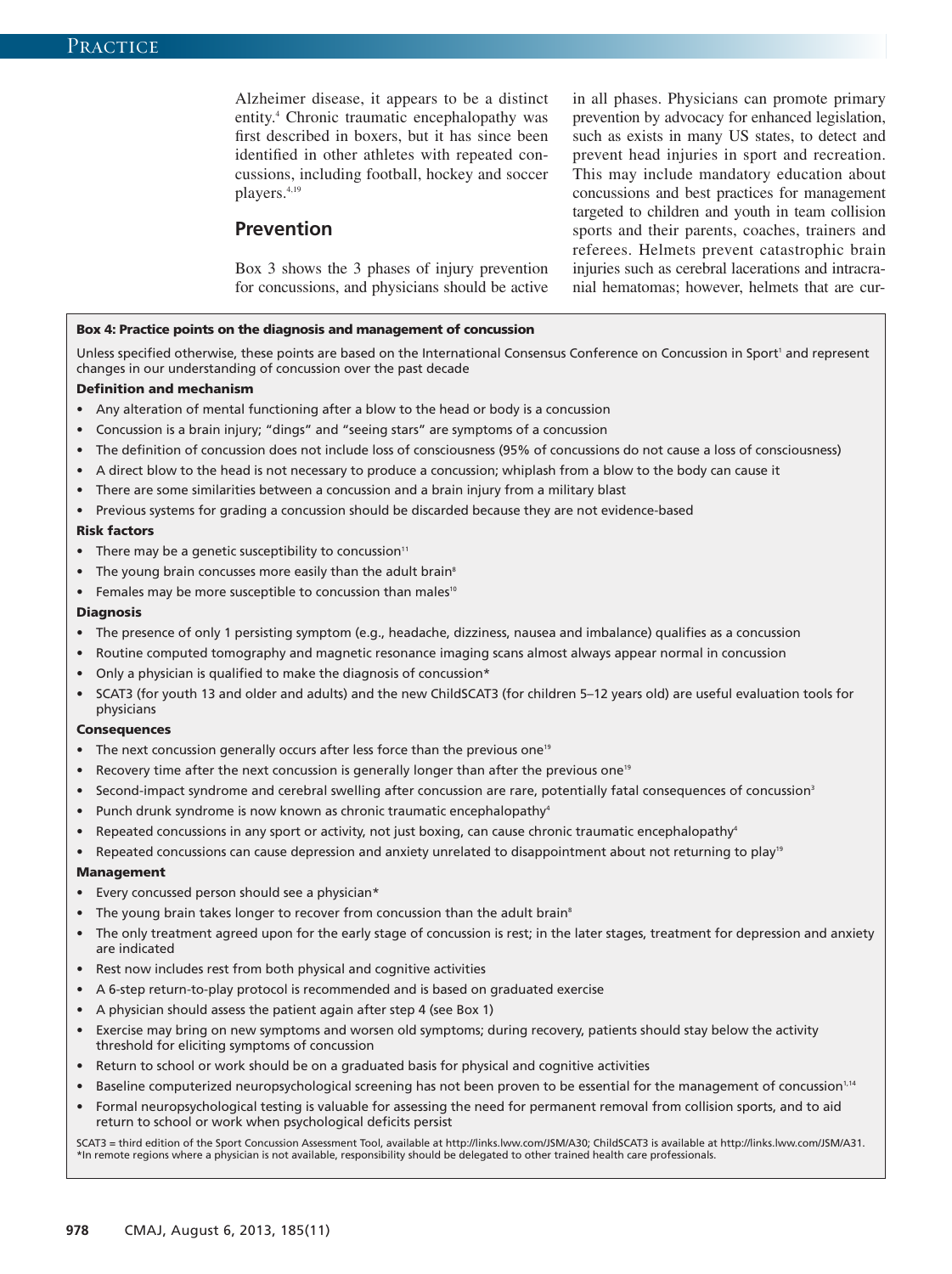Alzheimer disease, it appears to be a distinct entity.[4] Chronic traumatic encephalopathy was first described in boxers, but it has since been identified in other athletes with repeated concussions, including football, hockey and soccer players.[4,19]

## Prevention

Box 3 shows the 3 phases of injury prevention for concussions, and physicians should be active in all phases. Physicians can promote primary prevention by advocacy for enhanced legislation, such as exists in many US states, to detect and prevent head injuries in sport and recreation. This may include mandatory education about concussions and best practices for management targeted to children and youth in team collision sports and their parents, coaches, trainers and referees. Helmets prevent catastrophic brain injuries such as cerebral lacerations and intracranial hematomas; however, helmets that are cur-

**Box 4: Practice points on the diagnosis and management of concussion**

Unless specified otherwise, these points are based on the International Consensus Conference on Concussion in Sport[1] and represent changes in our understanding of concussion over the past decade

**Definition and mechanism**

- Any alteration of mental functioning after a blow to the head or body is a concussion
- Concussion is a brain injury; "dings" and "seeing stars" are symptoms of a concussion
- The definition of concussion does not include loss of consciousness (95% of concussions do not cause a loss of consciousness)
- A direct blow to the head is not necessary to produce a concussion; whiplash from a blow to the body can cause it
- There are some similarities between a concussion and a brain injury from a military blast
- Previous systems for grading a concussion should be discarded because they are not evidence-based

**Risk factors**

- There may be a genetic susceptibility to concussion[11]
- The young brain concusses more easily than the adult brain[8]
- Females may be more susceptible to concussion than males[10]

**Diagnosis**

- The presence of only 1 persisting symptom (e.g., headache, dizziness, nausea and imbalance) qualifies as a concussion
- Routine computed tomography and magnetic resonance imaging scans almost always appear normal in concussion
- Only a physician is qualified to make the diagnosis of concussion*
- SCAT3 (for youth 13 and older and adults) and the new ChildSCAT3 (for children 5–12 years old) are useful evaluation tools for physicians

**Consequences**

- The next concussion generally occurs after less force than the previous one[19]
- Recovery time after the next concussion is generally longer than after the previous one[19]
- Second-impact syndrome and cerebral swelling after concussion are rare, potentially fatal consequences of concussion[3]
- Punch drunk syndrome is now known as chronic traumatic encephalopathy[4]
- Repeated concussions in any sport or activity, not just boxing, can cause chronic traumatic encephalopathy[4]
- Repeated concussions can cause depression and anxiety unrelated to disappointment about not returning to play[19]

**Management**

- Every concussed person should see a physician*
- The young brain takes longer to recover from concussion than the adult brain[8]
- The only treatment agreed upon for the early stage of concussion is rest; in the later stages, treatment for depression and anxiety are indicated
- Rest now includes rest from both physical and cognitive activities
- A 6-step return-to-play protocol is recommended and is based on graduated exercise
- A physician should assess the patient again after step 4 (see Box 1)
- Exercise may bring on new symptoms and worsen old symptoms; during recovery, patients should stay below the activity threshold for eliciting symptoms of concussion
- Return to school or work should be on a graduated basis for physical and cognitive activities
- Baseline computerized neuropsychological screening has not been proven to be essential for the management of concussion[1,14]
- Formal neuropsychological testing is valuable for assessing the need for permanent removal from collision sports, and to aid return to school or work when psychological deficits persist

SCAT3 = third edition of the Sport Concussion Assessment Tool, available at http://links.lww.com/JSM/A30; ChildSCAT3 is available at http://links.lww.com/JSM/A31.
*In remote regions where a physician is not available, responsibility should be delegated to other trained health care professionals.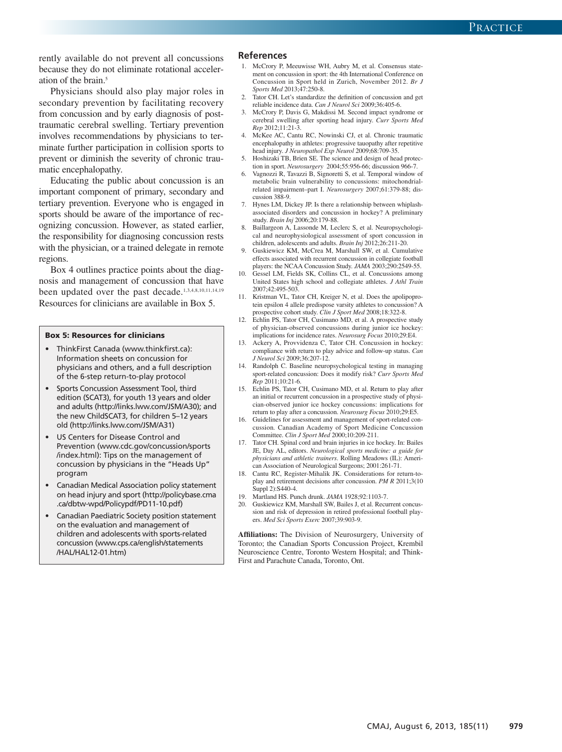rently available do not prevent all concussions because they do not eliminate rotational acceleration of the brain.[5]

Physicians should also play major roles in secondary prevention by facilitating recovery from concussion and by early diagnosis of post-traumatic cerebral swelling. Tertiary prevention involves recommendations by physicians to terminate further participation in collision sports to prevent or diminish the severity of chronic traumatic encephalopathy.

Educating the public about concussion is an important component of primary, secondary and tertiary prevention. Everyone who is engaged in sports should be aware of the importance of recognizing concussion. However, as stated earlier, the responsibility for diagnosing concussion rests with the physician, or a trained delegate in remote regions.

Box 4 outlines practice points about the diagnosis and management of concussion that have been updated over the past decade.[1,3,4,8,10,11,14,19] Resources for clinicians are available in Box 5.

**Box 5: Resources for clinicians**

- ThinkFirst Canada (www.thinkfirst.ca): Information sheets on concussion for physicians and others, and a full description of the 6-step return-to-play protocol
- Sports Concussion Assessment Tool, third edition (SCAT3), for youth 13 years and older and adults (http://links.lww.com/JSM/A30); and the new ChildSCAT3, for children 5–12 years old (http://links.lww.com/JSM/A31)
- US Centers for Disease Control and Prevention (www.cdc.gov/concussion/sports/index.html): Tips on the management of concussion by physicians in the "Heads Up" program
- Canadian Medical Association policy statement on head injury and sport (http://policybase.cma.ca/dbtw-wpd/Policypdf/PD11-10.pdf)
- Canadian Paediatric Society position statement on the evaluation and management of children and adolescents with sports-related concussion (www.cps.ca/english/statements/HAL/HAL12-01.htm)

## References

1. McCrory P, Meeuwisse WH, Aubry M, et al. Consensus statement on concussion in sport: the 4th International Conference on Concussion in Sport held in Zurich, November 2012. *Br J Sports Med* 2013;47:250-8.
2. Tator CH. Let's standardize the definition of concussion and get reliable incidence data. *Can J Neurol Sci* 2009;36:405-6.
3. McCrory P, Davis G, Makdissi M. Second impact syndrome or cerebral swelling after sporting head injury. *Curr Sports Med Rep* 2012;11:21-3.
4. McKee AC, Cantu RC, Nowinski CJ, et al. Chronic traumatic encephalopathy in athletes: progressive tauopathy after repetitive head injury. *J Neuropathol Exp Neurol* 2009;68:709-35.
5. Hoshizaki TB, Brien SE. The science and design of head protection in sport. *Neurosurgery* 2004;55:956-66; discussion 966-7.
6. Vagnozzi R, Tavazzi B, Signoretti S, et al. Temporal window of metabolic brain vulnerability to concussions: mitochondrial-related impairment–part I. *Neurosurgery* 2007;61:379-88; discussion 388-9.
7. Hynes LM, Dickey JP. Is there a relationship between whiplash-associated disorders and concussion in hockey? A preliminary study. *Brain Inj* 2006;20:179-88.
8. Baillargeon A, Lassonde M, Leclerc S, et al. Neuropsychological and neurophysiological assessment of sport concussion in children, adolescents and adults. *Brain Inj* 2012;26:211-20.
9. Guskiewicz KM, McCrea M, Marshall SW, et al. Cumulative effects associated with recurrent concussion in collegiate football players: the NCAA Concussion Study. *JAMA* 2003;290:2549-55.
10. Gessel LM, Fields SK, Collins CL, et al. Concussions among United States high school and collegiate athletes. *J Athl Train* 2007;42:495-503.
11. Kristman VL, Tator CH, Kreiger N, et al. Does the apolipoprotein epsilon 4 allele predispose varsity athletes to concussion? A prospective cohort study. *Clin J Sport Med* 2008;18:322-8.
12. Echlin PS, Tator CH, Cusimano MD, et al. A prospective study of physician-observed concussions during junior ice hockey: implications for incidence rates. *Neurosurg Focus* 2010;29:E4.
13. Ackery A, Provvidenza C, Tator CH. Concussion in hockey: compliance with return to play advice and follow-up status. *Can J Neurol Sci* 2009;36:207-12.
14. Randolph C. Baseline neuropsychological testing in managing sport-related concussion: Does it modify risk? *Curr Sports Med Rep* 2011;10:21-6.
15. Echlin PS, Tator CH, Cusimano MD, et al. Return to play after an initial or recurrent concussion in a prospective study of physician-observed junior ice hockey concussions: implications for return to play after a concussion. *Neurosurg Focus* 2010;29:E5.
16. Guidelines for assessment and management of sport-related concussion. Canadian Academy of Sport Medicine Concussion Committee. *Clin J Sport Med* 2000;10:209-211.
17. Tator CH. Spinal cord and brain injuries in ice hockey. In: Bailes JE, Day AL, editors. *Neurological sports medicine: a guide for physicians and athletic trainers*. Rolling Meadows (IL): American Association of Neurological Surgeons; 2001:261-71.
18. Cantu RC, Register-Mihalik JK. Considerations for return-to-play and retirement decisions after concussion. *PM R* 2011;3(10 Suppl 2):S440-4.
19. Martland HS. Punch drunk. *JAMA* 1928;92:1103-7.
20. Guskiewicz KM, Marshall SW, Bailes J, et al. Recurrent concussion and risk of depression in retired professional football players. *Med Sci Sports Exerc* 2007;39:903-9.

**Affiliations:** The Division of Neurosurgery, University of Toronto; the Canadian Sports Concussion Project, Krembil Neuroscience Centre, Toronto Western Hospital; and Think-First and Parachute Canada, Toronto, Ont.